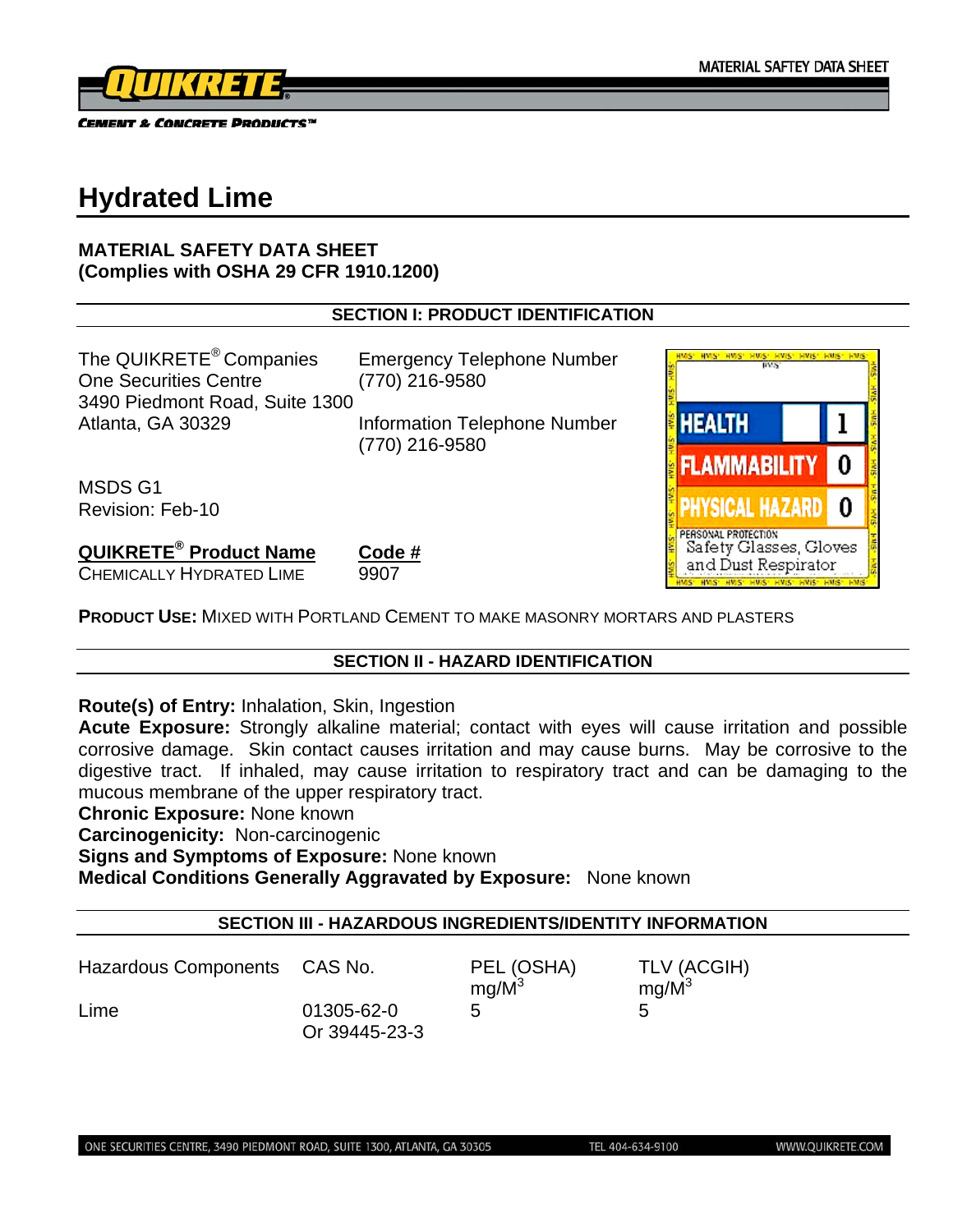# Hydrated Lime

**MATERIAL SAFETY DATA SHEET**
**(Complies with OSHA 29 CFR 1910.1200)**

## SECTION I: PRODUCT IDENTIFICATION

The QUIKRETE® Companies
One Securities Centre
3490 Piedmont Road, Suite 1300
Atlanta, GA 30329

Emergency Telephone Number
(770) 216-9580

Information Telephone Number
(770) 216-9580

MSDS G1
Revision: Feb-10

| HMIS | |
|---|---|
| HEALTH | 1 |
| FLAMMABILITY | 0 |
| PHYSICAL HAZARD | 0 |
| PERSONAL PROTECTION | Safety Glasses, Gloves and Dust Respirator |

| QUIKRETE® Product Name | Code # |
|---|---|
| CHEMICALLY HYDRATED LIME | 9907 |

**PRODUCT USE:** MIXED WITH PORTLAND CEMENT TO MAKE MASONRY MORTARS AND PLASTERS

## SECTION II - HAZARD IDENTIFICATION

**Route(s) of Entry:** Inhalation, Skin, Ingestion
**Acute Exposure:** Strongly alkaline material; contact with eyes will cause irritation and possible corrosive damage. Skin contact causes irritation and may cause burns. May be corrosive to the digestive tract. If inhaled, may cause irritation to respiratory tract and can be damaging to the mucous membrane of the upper respiratory tract.
**Chronic Exposure:** None known
**Carcinogenicity:** Non-carcinogenic
**Signs and Symptoms of Exposure:** None known
**Medical Conditions Generally Aggravated by Exposure:** None known

## SECTION III - HAZARDOUS INGREDIENTS/IDENTITY INFORMATION

| Hazardous Components | CAS No. | PEL (OSHA) mg/M$^3$ | TLV (ACGIH) mg/M$^3$ |
|---|---|---|---|
| Lime | 01305-62-0 Or 39445-23-3 | 5 | 5 |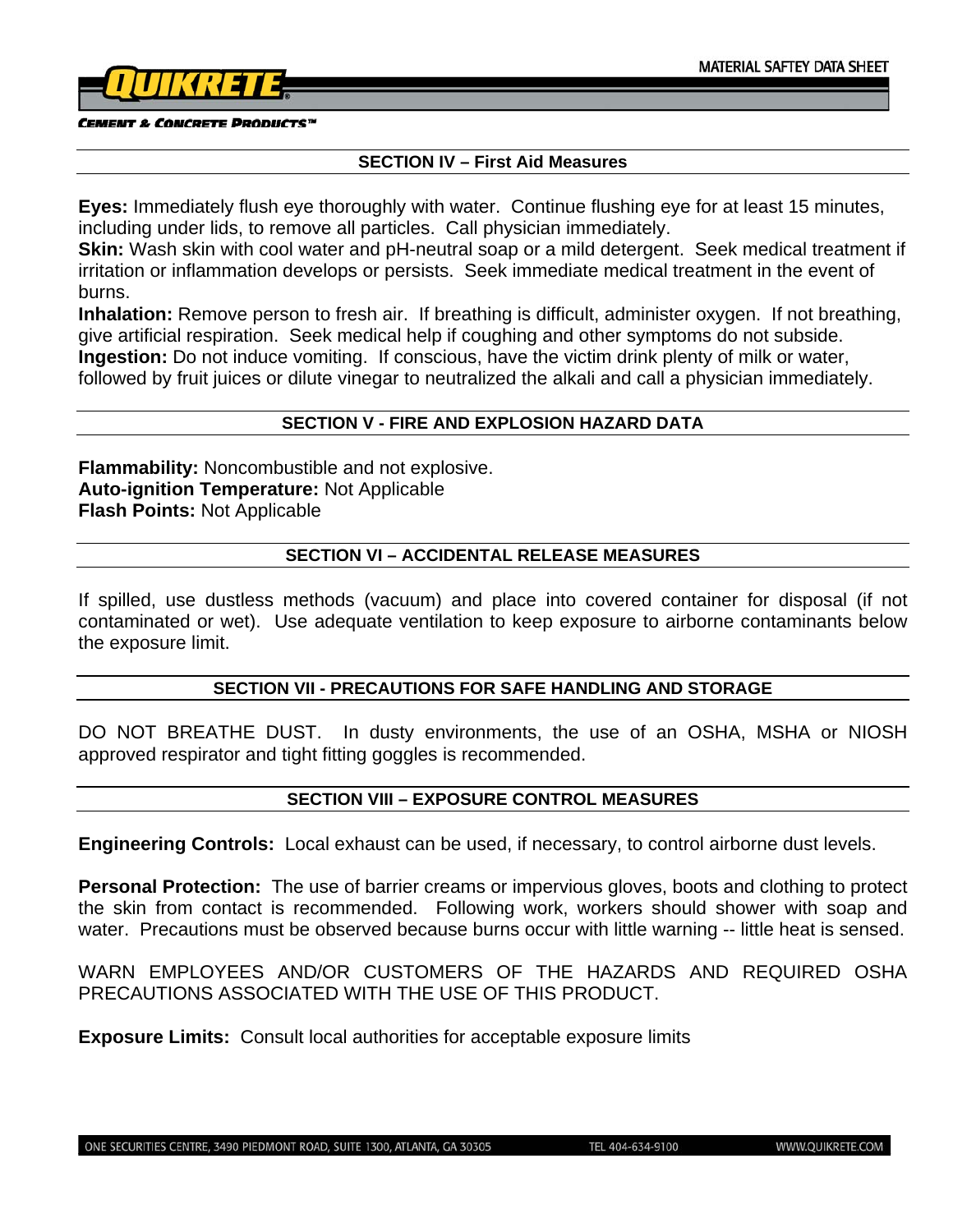## SECTION IV – First Aid Measures

**Eyes:** Immediately flush eye thoroughly with water. Continue flushing eye for at least 15 minutes, including under lids, to remove all particles. Call physician immediately.
**Skin:** Wash skin with cool water and pH-neutral soap or a mild detergent. Seek medical treatment if irritation or inflammation develops or persists. Seek immediate medical treatment in the event of burns.
**Inhalation:** Remove person to fresh air. If breathing is difficult, administer oxygen. If not breathing, give artificial respiration. Seek medical help if coughing and other symptoms do not subside.
**Ingestion:** Do not induce vomiting. If conscious, have the victim drink plenty of milk or water, followed by fruit juices or dilute vinegar to neutralized the alkali and call a physician immediately.

## SECTION V - FIRE AND EXPLOSION HAZARD DATA

**Flammability:** Noncombustible and not explosive.
**Auto-ignition Temperature:** Not Applicable
**Flash Points:** Not Applicable

## SECTION VI – ACCIDENTAL RELEASE MEASURES

If spilled, use dustless methods (vacuum) and place into covered container for disposal (if not contaminated or wet). Use adequate ventilation to keep exposure to airborne contaminants below the exposure limit.

## SECTION VII - PRECAUTIONS FOR SAFE HANDLING AND STORAGE

DO NOT BREATHE DUST. In dusty environments, the use of an OSHA, MSHA or NIOSH approved respirator and tight fitting goggles is recommended.

## SECTION VIII – EXPOSURE CONTROL MEASURES

**Engineering Controls:** Local exhaust can be used, if necessary, to control airborne dust levels.

**Personal Protection:** The use of barrier creams or impervious gloves, boots and clothing to protect the skin from contact is recommended. Following work, workers should shower with soap and water. Precautions must be observed because burns occur with little warning -- little heat is sensed.

WARN EMPLOYEES AND/OR CUSTOMERS OF THE HAZARDS AND REQUIRED OSHA PRECAUTIONS ASSOCIATED WITH THE USE OF THIS PRODUCT.

**Exposure Limits:** Consult local authorities for acceptable exposure limits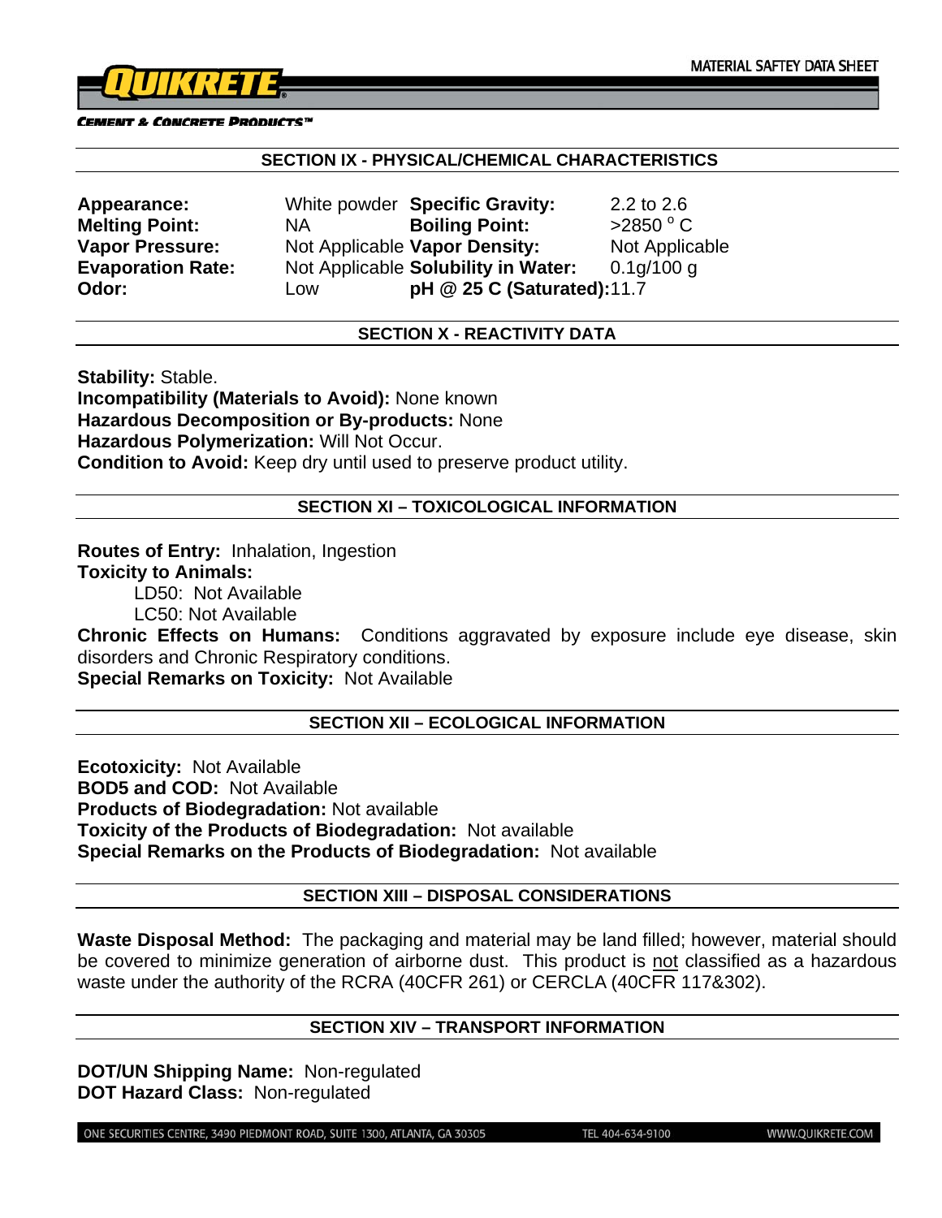## SECTION IX - PHYSICAL/CHEMICAL CHARACTERISTICS

| | | | |
|---|---|---|---|
| **Appearance:** | White powder | **Specific Gravity:** | 2.2 to 2.6 |
| **Melting Point:** | NA | **Boiling Point:** | >2850 $^{o}$C |
| **Vapor Pressure:** | Not Applicable | **Vapor Density:** | Not Applicable |
| **Evaporation Rate:** | Not Applicable | **Solubility in Water:** | 0.1g/100 g |
| **Odor:** | Low | **pH @ 25 C (Saturated):** | 11.7 |

## SECTION X - REACTIVITY DATA

**Stability:** Stable.
**Incompatibility (Materials to Avoid):** None known
**Hazardous Decomposition or By-products:** None
**Hazardous Polymerization:** Will Not Occur.
**Condition to Avoid:** Keep dry until used to preserve product utility.

## SECTION XI – TOXICOLOGICAL INFORMATION

**Routes of Entry:** Inhalation, Ingestion
**Toxicity to Animals:**
LD50: Not Available
LC50: Not Available
**Chronic Effects on Humans:** Conditions aggravated by exposure include eye disease, skin disorders and Chronic Respiratory conditions.
**Special Remarks on Toxicity:** Not Available

## SECTION XII – ECOLOGICAL INFORMATION

**Ecotoxicity:** Not Available
**BOD5 and COD:** Not Available
**Products of Biodegradation:** Not available
**Toxicity of the Products of Biodegradation:** Not available
**Special Remarks on the Products of Biodegradation:** Not available

## SECTION XIII – DISPOSAL CONSIDERATIONS

**Waste Disposal Method:** The packaging and material may be land filled; however, material should be covered to minimize generation of airborne dust. This product is not classified as a hazardous waste under the authority of the RCRA (40CFR 261) or CERCLA (40CFR 117&302).

## SECTION XIV – TRANSPORT INFORMATION

**DOT/UN Shipping Name:** Non-regulated
**DOT Hazard Class:** Non-regulated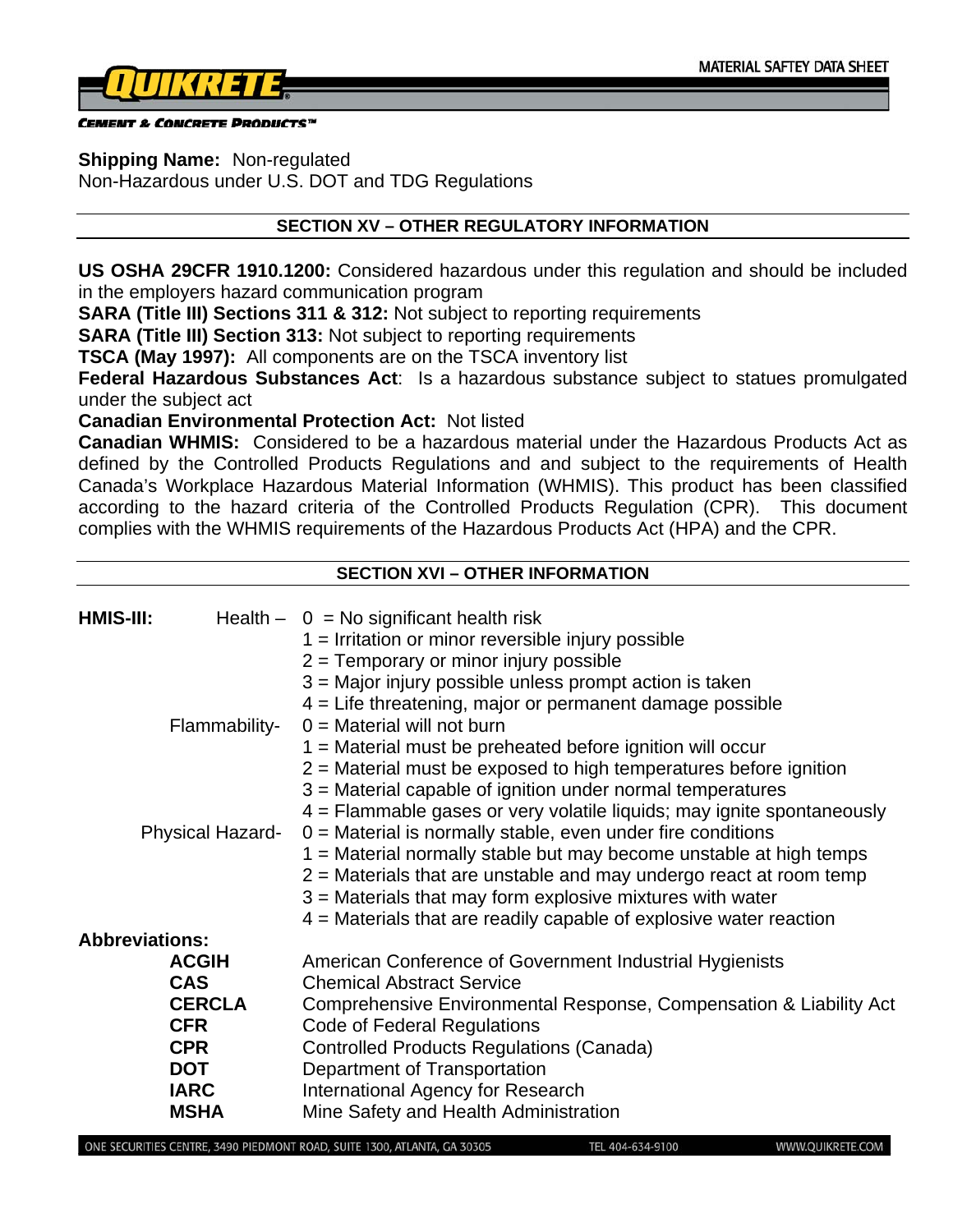**Shipping Name:** Non-regulated
Non-Hazardous under U.S. DOT and TDG Regulations

## SECTION XV – OTHER REGULATORY INFORMATION

**US OSHA 29CFR 1910.1200:** Considered hazardous under this regulation and should be included in the employers hazard communication program
**SARA (Title III) Sections 311 & 312:** Not subject to reporting requirements
**SARA (Title III) Section 313:** Not subject to reporting requirements
**TSCA (May 1997):** All components are on the TSCA inventory list
**Federal Hazardous Substances Act**: Is a hazardous substance subject to statues promulgated under the subject act
**Canadian Environmental Protection Act:** Not listed
**Canadian WHMIS:** Considered to be a hazardous material under the Hazardous Products Act as defined by the Controlled Products Regulations and and subject to the requirements of Health Canada's Workplace Hazardous Material Information (WHMIS). This product has been classified according to the hazard criteria of the Controlled Products Regulation (CPR). This document complies with the WHMIS requirements of the Hazardous Products Act (HPA) and the CPR.

## SECTION XVI – OTHER INFORMATION

**HMIS-III:**

Health –
- 0 = No significant health risk
- 1 = Irritation or minor reversible injury possible
- 2 = Temporary or minor injury possible
- 3 = Major injury possible unless prompt action is taken
- 4 = Life threatening, major or permanent damage possible

Flammability-
- 0 = Material will not burn
- 1 = Material must be preheated before ignition will occur
- 2 = Material must be exposed to high temperatures before ignition
- 3 = Material capable of ignition under normal temperatures
- 4 = Flammable gases or very volatile liquids; may ignite spontaneously

Physical Hazard-
- 0 = Material is normally stable, even under fire conditions
- 1 = Material normally stable but may become unstable at high temps
- 2 = Materials that are unstable and may undergo react at room temp
- 3 = Materials that may form explosive mixtures with water
- 4 = Materials that are readily capable of explosive water reaction

**Abbreviations:**

| | |
|---|---|
| **ACGIH** | American Conference of Government Industrial Hygienists |
| **CAS** | Chemical Abstract Service |
| **CERCLA** | Comprehensive Environmental Response, Compensation & Liability Act |
| **CFR** | Code of Federal Regulations |
| **CPR** | Controlled Products Regulations (Canada) |
| **DOT** | Department of Transportation |
| **IARC** | International Agency for Research |
| **MSHA** | Mine Safety and Health Administration |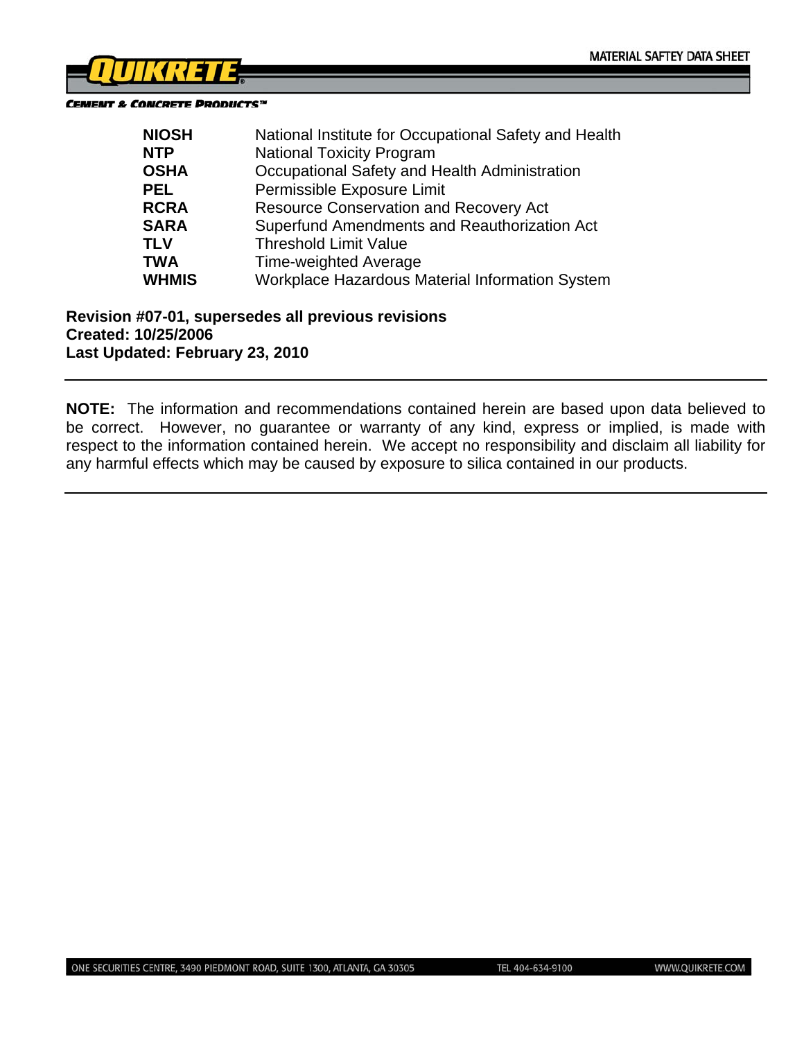| | |
|---|---|
| **NIOSH** | National Institute for Occupational Safety and Health |
| **NTP** | National Toxicity Program |
| **OSHA** | Occupational Safety and Health Administration |
| **PEL** | Permissible Exposure Limit |
| **RCRA** | Resource Conservation and Recovery Act |
| **SARA** | Superfund Amendments and Reauthorization Act |
| **TLV** | Threshold Limit Value |
| **TWA** | Time-weighted Average |
| **WHMIS** | Workplace Hazardous Material Information System |

**Revision #07-01, supersedes all previous revisions**
**Created: 10/25/2006**
**Last Updated: February 23, 2010**

---

**NOTE:** The information and recommendations contained herein are based upon data believed to be correct. However, no guarantee or warranty of any kind, express or implied, is made with respect to the information contained herein. We accept no responsibility and disclaim all liability for any harmful effects which may be caused by exposure to silica contained in our products.

---